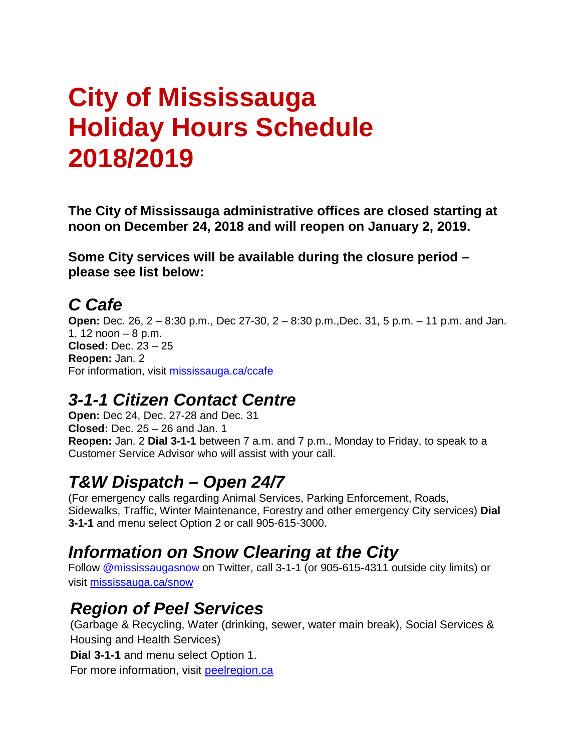# City of Mississauga Holiday Hours Schedule 2018/2019

**The City of Mississauga administrative offices are closed starting at noon on December 24, 2018 and will reopen on January 2, 2019.**

**Some City services will be available during the closure period – please see list below:**

## *C Cafe*

**Open:** Dec. 26, 2 – 8:30 p.m., Dec 27-30, 2 – 8:30 p.m.,Dec. 31, 5 p.m. – 11 p.m. and Jan. 1, 12 noon – 8 p.m.
**Closed:** Dec. 23 – 25
**Reopen:** Jan. 2
For information, visit mississauga.ca/ccafe

## *3-1-1 Citizen Contact Centre*

**Open:** Dec 24, Dec. 27-28 and Dec. 31
**Closed:** Dec. 25 – 26 and Jan. 1
**Reopen:** Jan. 2 **Dial 3-1-1** between 7 a.m. and 7 p.m., Monday to Friday, to speak to a Customer Service Advisor who will assist with your call.

## *T&W Dispatch – Open 24/7*

(For emergency calls regarding Animal Services, Parking Enforcement, Roads, Sidewalks, Traffic, Winter Maintenance, Forestry and other emergency City services) **Dial 3-1-1** and menu select Option 2 or call 905-615-3000.

## *Information on Snow Clearing at the City*

Follow @mississaugasnow on Twitter, call 3-1-1 (or 905-615-4311 outside city limits) or visit mississauga.ca/snow

## *Region of Peel Services*

(Garbage & Recycling, Water (drinking, sewer, water main break), Social Services & Housing and Health Services)

**Dial 3-1-1** and menu select Option 1.

For more information, visit peelregion.ca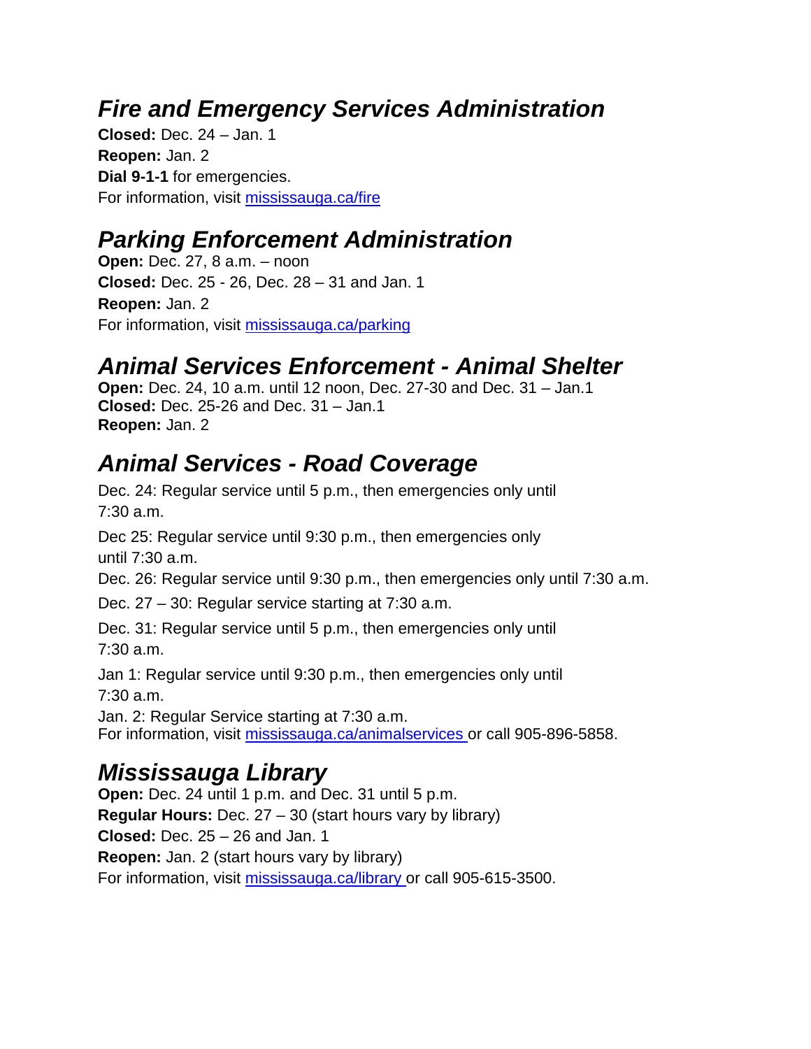## *Fire and Emergency Services Administration*

**Closed:** Dec. 24 – Jan. 1
**Reopen:** Jan. 2
**Dial 9-1-1** for emergencies.
For information, visit [mississauga.ca/fire](mississauga.ca/fire)

## *Parking Enforcement Administration*

**Open:** Dec. 27, 8 a.m. – noon
**Closed:** Dec. 25 - 26, Dec. 28 – 31 and Jan. 1
**Reopen:** Jan. 2
For information, visit [mississauga.ca/parking](mississauga.ca/parking)

## *Animal Services Enforcement - Animal Shelter*

**Open:** Dec. 24, 10 a.m. until 12 noon, Dec. 27-30 and Dec. 31 – Jan.1
**Closed:** Dec. 25-26 and Dec. 31 – Jan.1
**Reopen:** Jan. 2

## *Animal Services - Road Coverage*

Dec. 24: Regular service until 5 p.m., then emergencies only until 7:30 a.m.

Dec 25: Regular service until 9:30 p.m., then emergencies only until 7:30 a.m.

Dec. 26: Regular service until 9:30 p.m., then emergencies only until 7:30 a.m.

Dec. 27 – 30: Regular service starting at 7:30 a.m.

Dec. 31: Regular service until 5 p.m., then emergencies only until 7:30 a.m.

Jan 1: Regular service until 9:30 p.m., then emergencies only until 7:30 a.m.

Jan. 2: Regular Service starting at 7:30 a.m.
For information, visit [mississauga.ca/animalservices](mississauga.ca/animalservices) or call 905-896-5858.

## *Mississauga Library*

**Open:** Dec. 24 until 1 p.m. and Dec. 31 until 5 p.m.
**Regular Hours:** Dec. 27 – 30 (start hours vary by library)
**Closed:** Dec. 25 – 26 and Jan. 1
**Reopen:** Jan. 2 (start hours vary by library)
For information, visit [mississauga.ca/library](mississauga.ca/library) or call 905-615-3500.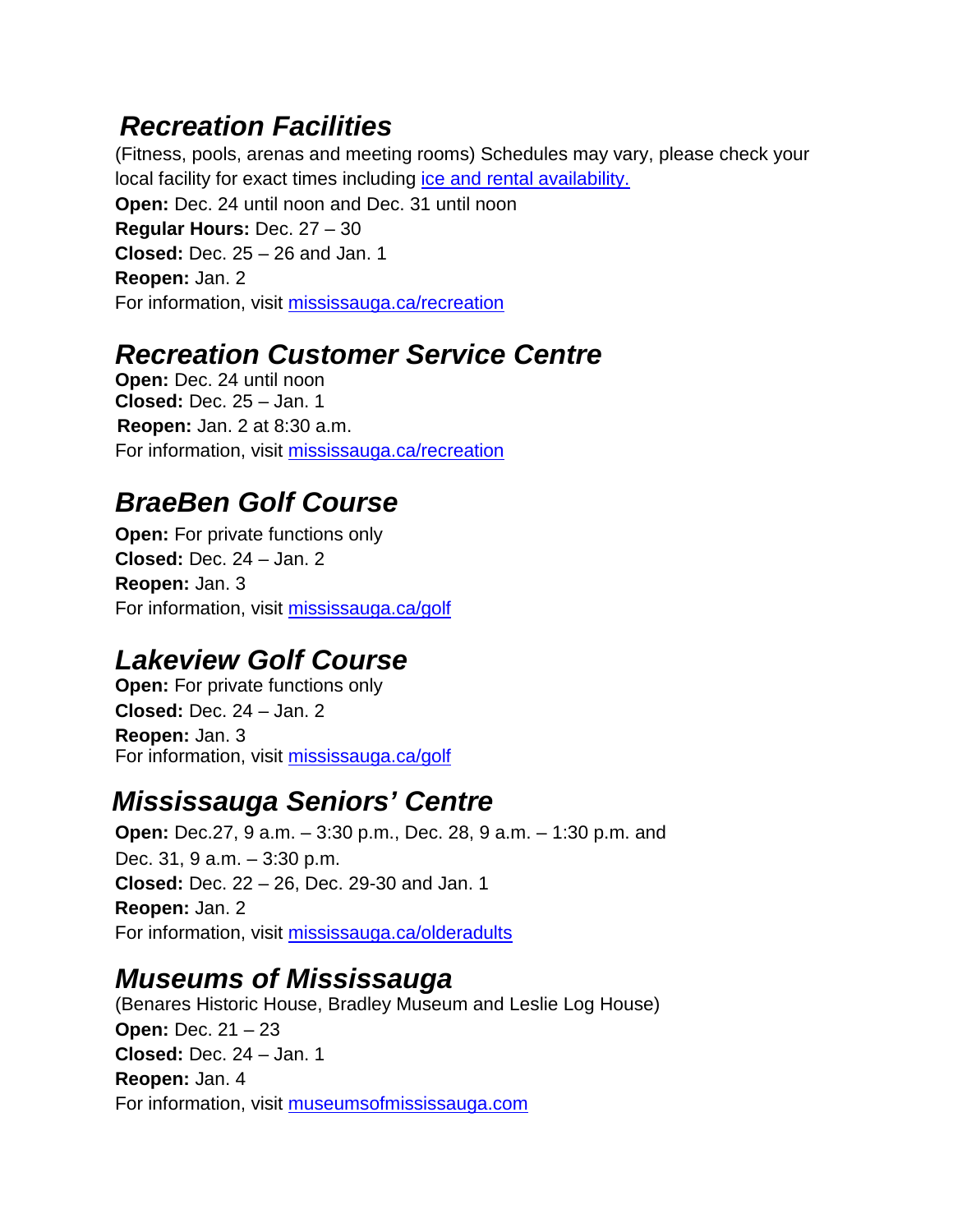## *Recreation Facilities*

(Fitness, pools, arenas and meeting rooms) Schedules may vary, please check your local facility for exact times including ice and rental availability.

**Open:** Dec. 24 until noon and Dec. 31 until noon
**Regular Hours:** Dec. 27 – 30
**Closed:** Dec. 25 – 26 and Jan. 1
**Reopen:** Jan. 2
For information, visit mississauga.ca/recreation

## *Recreation Customer Service Centre*

**Open:** Dec. 24 until noon
**Closed:** Dec. 25 – Jan. 1
**Reopen:** Jan. 2 at 8:30 a.m.
For information, visit mississauga.ca/recreation

## *BraeBen Golf Course*

**Open:** For private functions only
**Closed:** Dec. 24 – Jan. 2
**Reopen:** Jan. 3
For information, visit mississauga.ca/golf

## *Lakeview Golf Course*

**Open:** For private functions only
**Closed:** Dec. 24 – Jan. 2
**Reopen:** Jan. 3
For information, visit mississauga.ca/golf

## *Mississauga Seniors' Centre*

**Open:** Dec.27, 9 a.m. – 3:30 p.m., Dec. 28, 9 a.m. – 1:30 p.m. and Dec. 31, 9 a.m. – 3:30 p.m.
**Closed:** Dec. 22 – 26, Dec. 29-30 and Jan. 1
**Reopen:** Jan. 2
For information, visit mississauga.ca/olderadults

## *Museums of Mississauga*

(Benares Historic House, Bradley Museum and Leslie Log House)

**Open:** Dec. 21 – 23
**Closed:** Dec. 24 – Jan. 1
**Reopen:** Jan. 4
For information, visit museumsofmississauga.com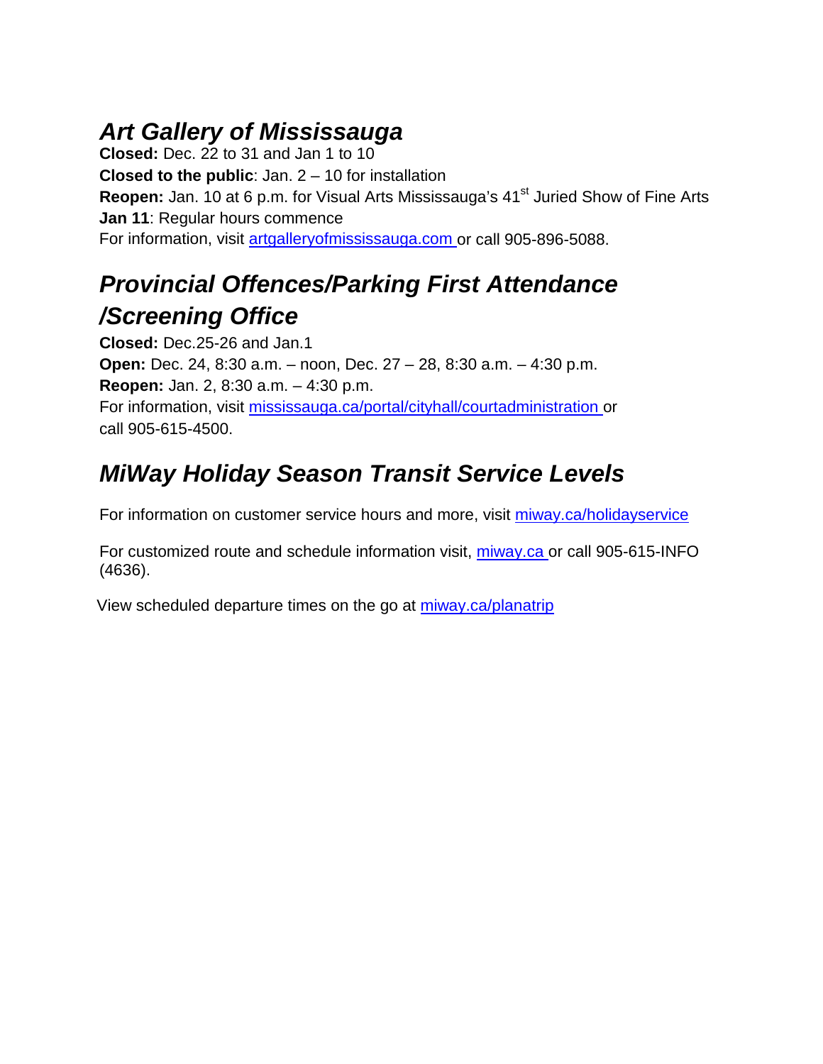## *Art Gallery of Mississauga*

**Closed:** Dec. 22 to 31 and Jan 1 to 10
**Closed to the public**: Jan. 2 – 10 for installation
**Reopen:** Jan. 10 at 6 p.m. for Visual Arts Mississauga's 41st Juried Show of Fine Arts
**Jan 11**: Regular hours commence
For information, visit artgalleryofmississauga.com or call 905-896-5088.

## *Provincial Offences/Parking First Attendance /Screening Office*

**Closed:** Dec.25-26 and Jan.1
**Open:** Dec. 24, 8:30 a.m. – noon, Dec. 27 – 28, 8:30 a.m. – 4:30 p.m.
**Reopen:** Jan. 2, 8:30 a.m. – 4:30 p.m.
For information, visit mississauga.ca/portal/cityhall/courtadministration or call 905-615-4500.

## *MiWay Holiday Season Transit Service Levels*

For information on customer service hours and more, visit miway.ca/holidayservice

For customized route and schedule information visit, miway.ca or call 905-615-INFO (4636).

View scheduled departure times on the go at miway.ca/planatrip